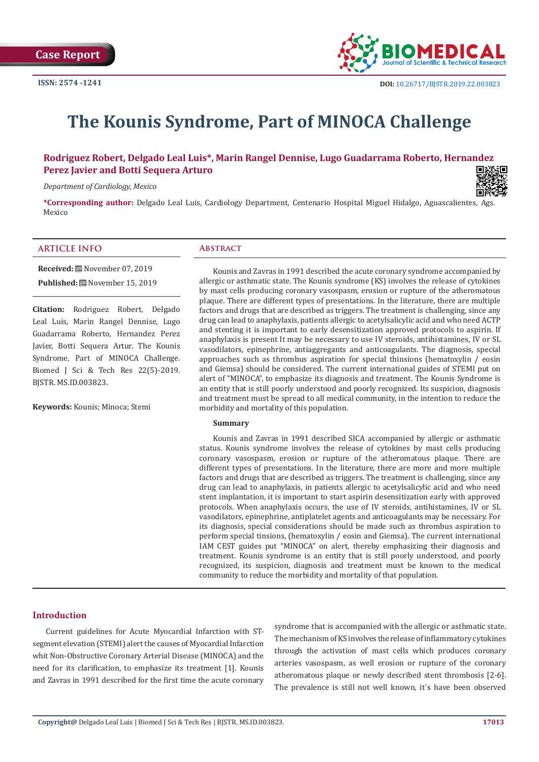Case Report

ISSN: 2574 -1241

DOI: 10.26717/BJSTR.2019.22.003823

# The Kounis Syndrome, Part of MINOCA Challenge

**Rodriguez Robert, Delgado Leal Luis\*, Marin Rangel Dennise, Lugo Guadarrama Roberto, Hernandez Perez Javier and Botti Sequera Arturo**

*Department of Cardiology, Mexico*

**\*Corresponding author:** Delgado Leal Luis, Cardiology Department, Centenario Hospital Miguel Hidalgo, Aguascalientes, Ags. Mexico

## ARTICLE INFO

**Received:** November 07, 2019

**Published:** November 15, 2019

**Citation:** Rodriguez Robert, Delgado Leal Luis, Marin Rangel Dennise, Lugo Guadarrama Roberto, Hernandez Perez Javier, Botti Sequera Artur. The Kounis Syndrome, Part of MINOCA Challenge. Biomed J Sci & Tech Res 22(5)-2019. BJSTR. MS.ID.003823.

**Keywords:** Kounis; Minoca; Stemi

## Abstract

Kounis and Zavras in 1991 described the acute coronary syndrome accompanied by allergic or asthmatic state. The Kounis syndrome (KS) involves the release of cytokines by mast cells producing coronary vasospasm, erosion or rupture of the atheromatous plaque. There are different types of presentations. In the literature, there are multiple factors and drugs that are described as triggers. The treatment is challenging, since any drug can lead to anaphylaxis, patients allergic to acetylsalicylic acid and who need ACTP and stenting it is important to early desensitization approved protocols to aspirin. If anaphylaxis is present It may be necessary to use IV steroids, antihistamines, IV or SL vasodilators, epinephrine, antiaggregants and anticoagulants. The diagnosis, special approaches such as thrombus aspiration for special thinsions (hematoxylin / eosin and Giemsa) should be considered. The current international guides of STEMI put on alert of "MINOCA", to emphasize its diagnosis and treatment. The Kounis Syndrome is an entity that is still poorly understood and poorly recognized. Its suspicion, diagnosis and treatment must be spread to all medical community, in the intention to reduce the morbidity and mortality of this population.

**Summary**

Kounis and Zavras in 1991 described SICA accompanied by allergic or asthmatic status. Kounis syndrome involves the release of cytokines by mast cells producing coronary vasospasm, erosion or rupture of the atheromatous plaque. There are different types of presentations. In the literature, there are more and more multiple factors and drugs that are described as triggers. The treatment is challenging, since any drug can lead to anaphylaxis, in patients allergic to acetylsalicylic acid and who need stent implantation, it is important to start aspirin desensitization early with approved protocols. When anaphylaxis occurs, the use of IV steroids, antihistamines, IV or SL vasodilators, epinephrine, antiplatelet agents and anticoagulants may be necessary. For its diagnosis, special considerations should be made such as thrombus aspiration to perform special tinsions, (hematoxylin / eosin and Giemsa). The current international IAM CEST guides put "MINOCA" on alert, thereby emphasizing their diagnosis and treatment. Kounis syndrome is an entity that is still poorly understood, and poorly recognized, its suspicion, diagnosis and treatment must be known to the medical community to reduce the morbidity and mortality of that population.

## Introduction

Current guidelines for Acute Myocardial Infarction with ST-segment elevation (STEMI) alert the causes of Myocardial Infarction whit Non-Obstructive Coronary Arterial Disease (MINOCA) and the need for its clarification, to emphasize its treatment [1]. Kounis and Zavras in 1991 described for the first time the acute coronary syndrome that is accompanied with the allergic or asthmatic state. The mechanism of KS involves the release of inflammatory cytokines through the activation of mast cells which produces coronary arteries vasospasm, as well erosion or rupture of the coronary atheromatous plaque or newly described stent thrombosis [2-6]. The prevalence is still not well known, it´s have been observed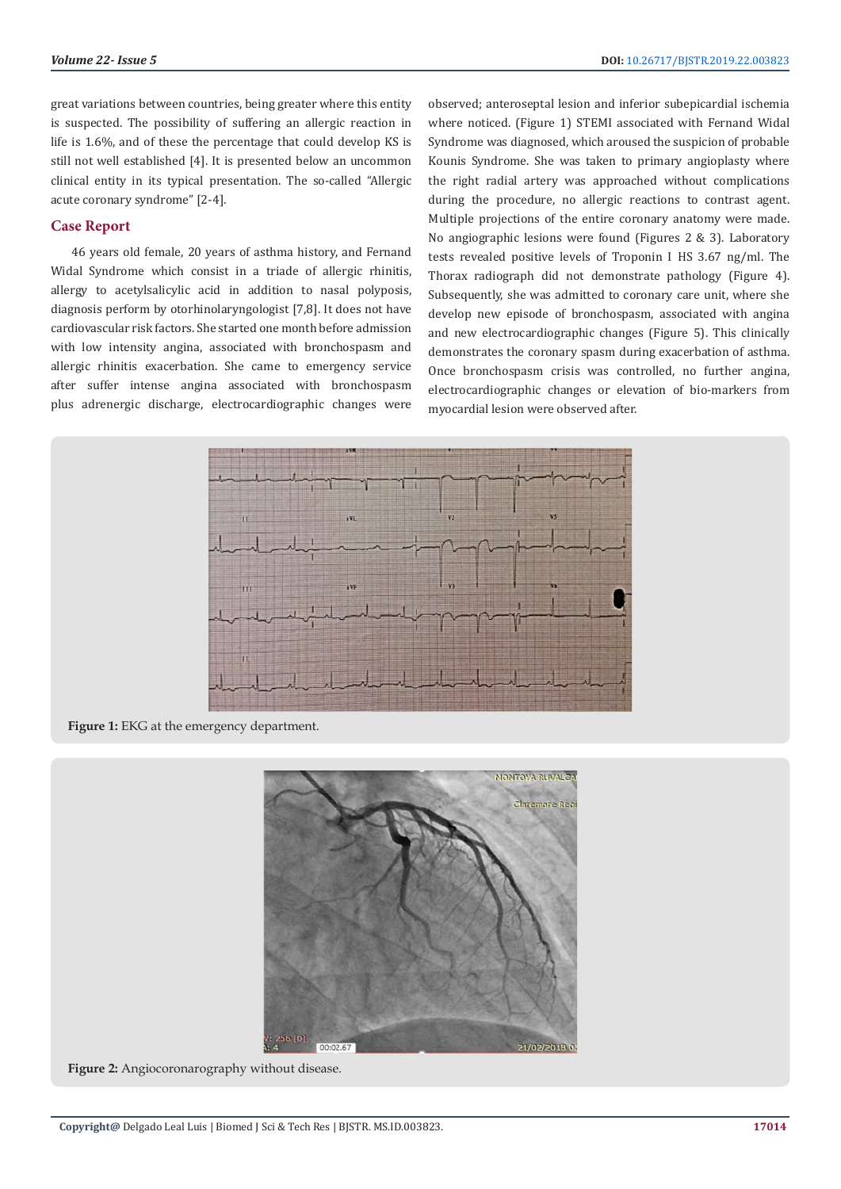great variations between countries, being greater where this entity is suspected. The possibility of suffering an allergic reaction in life is 1.6%, and of these the percentage that could develop KS is still not well established [4]. It is presented below an uncommon clinical entity in its typical presentation. The so-called "Allergic acute coronary syndrome" [2-4].

## Case Report

46 years old female, 20 years of asthma history, and Fernand Widal Syndrome which consist in a triade of allergic rhinitis, allergy to acetylsalicylic acid in addition to nasal polyposis, diagnosis perform by otorhinolaryngologist [7,8]. It does not have cardiovascular risk factors. She started one month before admission with low intensity angina, associated with bronchospasm and allergic rhinitis exacerbation. She came to emergency service after suffer intense angina associated with bronchospasm plus adrenergic discharge, electrocardiographic changes were observed; anteroseptal lesion and inferior subepicardial ischemia where noticed. (Figure 1) STEMI associated with Fernand Widal Syndrome was diagnosed, which aroused the suspicion of probable Kounis Syndrome. She was taken to primary angioplasty where the right radial artery was approached without complications during the procedure, no allergic reactions to contrast agent. Multiple projections of the entire coronary anatomy were made. No angiographic lesions were found (Figures 2 & 3). Laboratory tests revealed positive levels of Troponin I HS 3.67 ng/ml. The Thorax radiograph did not demonstrate pathology (Figure 4). Subsequently, she was admitted to coronary care unit, where she develop new episode of bronchospasm, associated with angina and new electrocardiographic changes (Figure 5). This clinically demonstrates the coronary spasm during exacerbation of asthma. Once bronchospasm crisis was controlled, no further angina, electrocardiographic changes or elevation of bio-markers from myocardial lesion were observed after.

**Figure 1:** EKG at the emergency department.

**Figure 2:** Angiocoronarography without disease.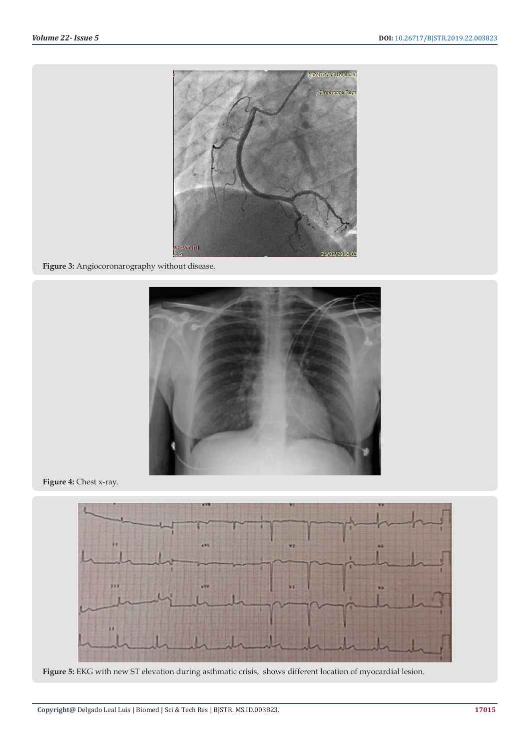Figure 3: Angiocoronarography without disease.

Figure 4: Chest x-ray.

Figure 5: EKG with new ST elevation during asthmatic crisis, shows different location of myocardial lesion.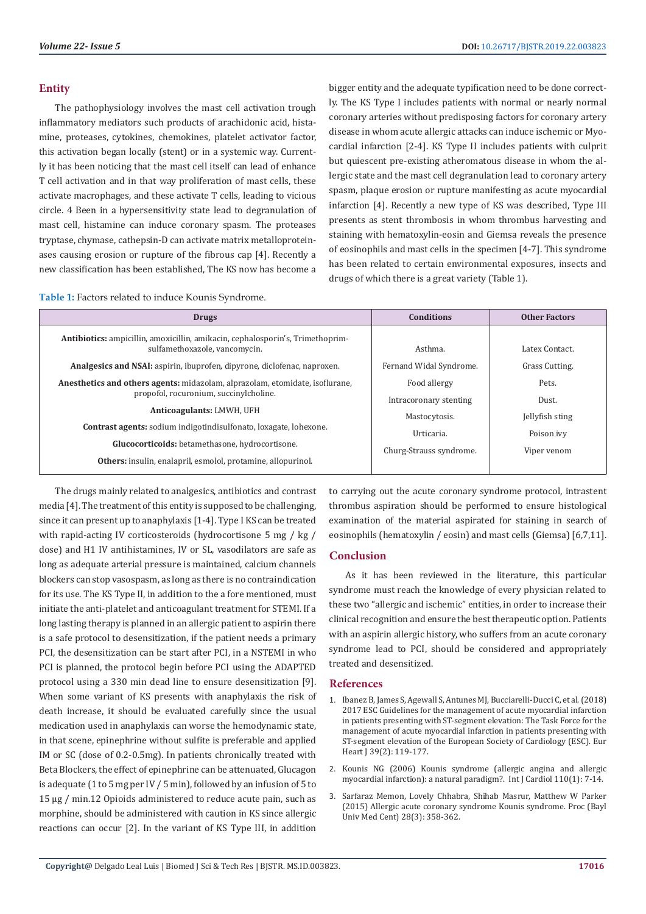## Entity

The pathophysiology involves the mast cell activation trough inflammatory mediators such products of arachidonic acid, histamine, proteases, cytokines, chemokines, platelet activator factor, this activation began locally (stent) or in a systemic way. Currently it has been noticing that the mast cell itself can lead of enhance T cell activation and in that way proliferation of mast cells, these activate macrophages, and these activate T cells, leading to vicious circle. 4 Been in a hypersensitivity state lead to degranulation of mast cell, histamine can induce coronary spasm. The proteases tryptase, chymase, cathepsin-D can activate matrix metalloproteinases causing erosion or rupture of the fibrous cap [4]. Recently a new classification has been established, The KS now has become a bigger entity and the adequate typification need to be done correctly. The KS Type I includes patients with normal or nearly normal coronary arteries without predisposing factors for coronary artery disease in whom acute allergic attacks can induce ischemic or Myocardial infarction [2-4]. KS Type II includes patients with culprit but quiescent pre-existing atheromatous disease in whom the allergic state and the mast cell degranulation lead to coronary artery spasm, plaque erosion or rupture manifesting as acute myocardial infarction [4]. Recently a new type of KS was described, Type III presents as stent thrombosis in whom thrombus harvesting and staining with hematoxylin-eosin and Giemsa reveals the presence of eosinophils and mast cells in the specimen [4-7]. This syndrome has been related to certain environmental exposures, insects and drugs of which there is a great variety (Table 1).

**Table 1:** Factors related to induce Kounis Syndrome.

| Drugs | Conditions | Other Factors |
|---|---|---|
| **Antibiotics:** ampicillin, amoxicillin, amikacin, cephalosporin's, Trimethoprim-sulfamethoxazole, vancomycin. | Asthma. | Latex Contact. |
| **Analgesics and NSAI:** aspirin, ibuprofen, dipyrone, diclofenac, naproxen. | Fernand Widal Syndrome. | Grass Cutting. |
| **Anesthetics and others agents:** midazolam, alprazolam, etomidate, isoflurane, propofol, rocuronium, succinylcholine. | Food allergy | Pets. |
| **Anticoagulants:** LMWH, UFH | Intracoronary stenting | Dust. |
| **Contrast agents:** sodium indigotindisulfonato, loxagate, lohexone. | Mastocytosis. | Jellyfish sting |
| **Glucocorticoids:** betamethasone, hydrocortisone. | Urticaria. | Poison ivy |
| **Others:** insulin, enalapril, esmolol, protamine, allopurinol. | Churg-Strauss syndrome. | Viper venom |

The drugs mainly related to analgesics, antibiotics and contrast media [4]. The treatment of this entity is supposed to be challenging, since it can present up to anaphylaxis [1-4]. Type I KS can be treated with rapid-acting IV corticosteroids (hydrocortisone 5 mg / kg / dose) and H1 IV antihistamines, IV or SL, vasodilators are safe as long as adequate arterial pressure is maintained, calcium channels blockers can stop vasospasm, as long as there is no contraindication for its use. The KS Type II, in addition to the a fore mentioned, must initiate the anti-platelet and anticoagulant treatment for STEMI. If a long lasting therapy is planned in an allergic patient to aspirin there is a safe protocol to desensitization, if the patient needs a primary PCI, the desensitization can be start after PCI, in a NSTEMI in who PCI is planned, the protocol begin before PCI using the ADAPTED protocol using a 330 min dead line to ensure desensitization [9]. When some variant of KS presents with anaphylaxis the risk of death increase, it should be evaluated carefully since the usual medication used in anaphylaxis can worse the hemodynamic state, in that scene, epinephrine without sulfite is preferable and applied IM or SC (dose of 0.2-0.5mg). In patients chronically treated with Beta Blockers, the effect of epinephrine can be attenuated, Glucagon is adequate (1 to 5 mg per IV / 5 min), followed by an infusion of 5 to 15 µg / min.12 Opioids administered to reduce acute pain, such as morphine, should be administered with caution in KS since allergic reactions can occur [2]. In the variant of KS Type III, in addition to carrying out the acute coronary syndrome protocol, intrastent thrombus aspiration should be performed to ensure histological examination of the material aspirated for staining in search of eosinophils (hematoxylin / eosin) and mast cells (Giemsa) [6,7,11].

## Conclusion

As it has been reviewed in the literature, this particular syndrome must reach the knowledge of every physician related to these two "allergic and ischemic" entities, in order to increase their clinical recognition and ensure the best therapeutic option. Patients with an aspirin allergic history, who suffers from an acute coronary syndrome lead to PCI, should be considered and appropriately treated and desensitized.

## References

1. Ibanez B, James S, Agewall S, Antunes MJ, Bucciarelli-Ducci C, et al. (2018) 2017 ESC Guidelines for the management of acute myocardial infarction in patients presenting with ST-segment elevation: The Task Force for the management of acute myocardial infarction in patients presenting with ST-segment elevation of the European Society of Cardiology (ESC). Eur Heart J 39(2): 119-177.
2. Kounis NG (2006) Kounis syndrome (allergic angina and allergic myocardial infarction): a natural paradigm?. Int J Cardiol 110(1): 7-14.
3. Sarfaraz Memon, Lovely Chhabra, Shihab Masrur, Matthew W Parker (2015) Allergic acute coronary syndrome Kounis syndrome. Proc (Bayl Univ Med Cent) 28(3): 358-362.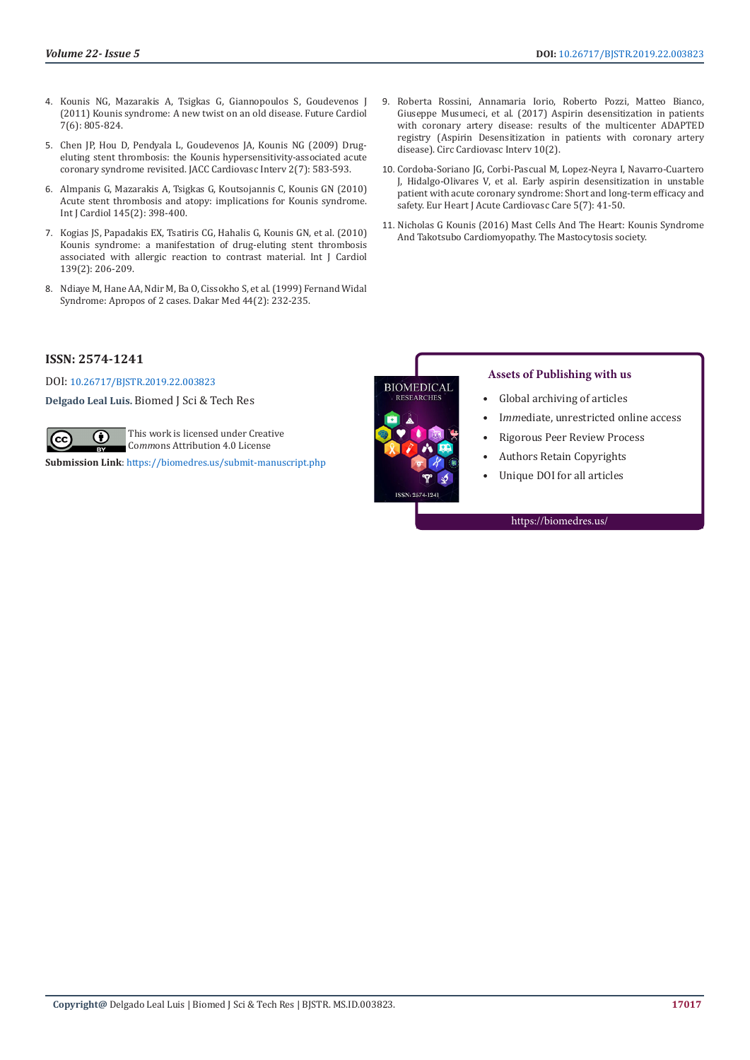4. Kounis NG, Mazarakis A, Tsigkas G, Giannopoulos S, Goudevenos J (2011) Kounis syndrome: A new twist on an old disease. Future Cardiol 7(6): 805-824.
5. Chen JP, Hou D, Pendyala L, Goudevenos JA, Kounis NG (2009) Drug-eluting stent thrombosis: the Kounis hypersensitivity-associated acute coronary syndrome revisited. JACC Cardiovasc Interv 2(7): 583-593.
6. Almpanis G, Mazarakis A, Tsigkas G, Koutsojannis C, Kounis GN (2010) Acute stent thrombosis and atopy: implications for Kounis syndrome. Int J Cardiol 145(2): 398-400.
7. Kogias JS, Papadakis EX, Tsatiris CG, Hahalis G, Kounis GN, et al. (2010) Kounis syndrome: a manifestation of drug-eluting stent thrombosis associated with allergic reaction to contrast material. Int J Cardiol 139(2): 206-209.
8. Ndiaye M, Hane AA, Ndir M, Ba O, Cissokho S, et al. (1999) Fernand Widal Syndrome: Apropos of 2 cases. Dakar Med 44(2): 232-235.
9. Roberta Rossini, Annamaria Iorio, Roberto Pozzi, Matteo Bianco, Giuseppe Musumeci, et al. (2017) Aspirin desensitization in patients with coronary artery disease: results of the multicenter ADAPTED registry (Aspirin Desensitization in patients with coronary artery disease). Circ Cardiovasc Interv 10(2).
10. Cordoba-Soriano JG, Corbi-Pascual M, Lopez-Neyra I, Navarro-Cuartero J, Hidalgo-Olivares V, et al. Early aspirin desensitization in unstable patient with acute coronary syndrome: Short and long-term efficacy and safety. Eur Heart J Acute Cardiovasc Care 5(7): 41-50.
11. Nicholas G Kounis (2016) Mast Cells And The Heart: Kounis Syndrome And Takotsubo Cardiomyopathy. The Mastocytosis society.

**ISSN: 2574-1241**

DOI: 10.26717/BJSTR.2019.22.003823

**Delgado Leal Luis.** Biomed J Sci & Tech Res

This work is licensed under Creative Commons Attribution 4.0 License

**Submission Link**: https://biomedres.us/submit-manuscript.php

**Assets of Publishing with us**

- Global archiving of articles
- Immediate, unrestricted online access
- Rigorous Peer Review Process
- Authors Retain Copyrights
- Unique DOI for all articles

https://biomedres.us/